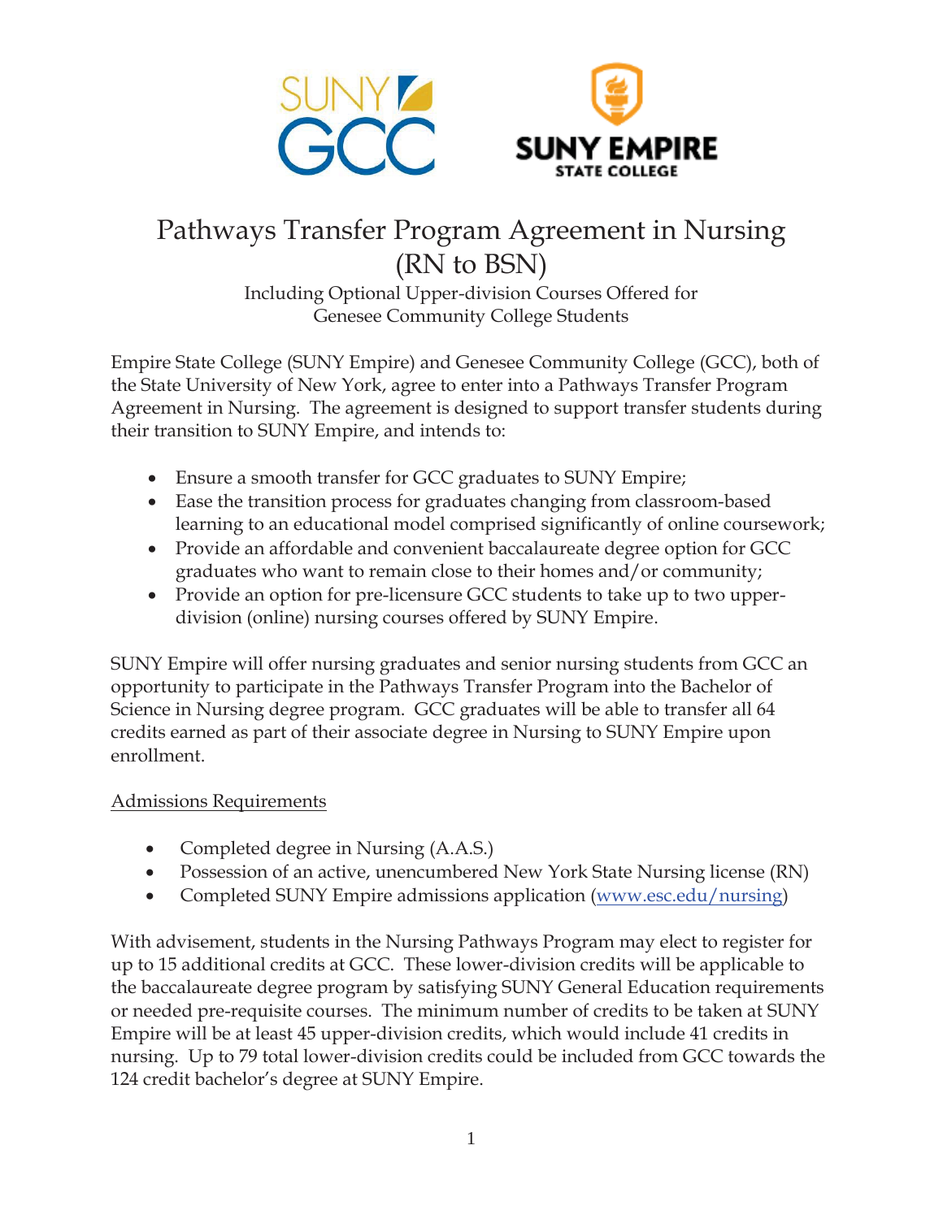# Pathways Transfer Program Agreement in Nursing (RN to BSN)

Including Optional Upper-division Courses Offered for Genesee Community College Students

Empire State College (SUNY Empire) and Genesee Community College (GCC), both of the State University of New York, agree to enter into a Pathways Transfer Program Agreement in Nursing. The agreement is designed to support transfer students during their transition to SUNY Empire, and intends to:

- Ensure a smooth transfer for GCC graduates to SUNY Empire;
- Ease the transition process for graduates changing from classroom-based learning to an educational model comprised significantly of online coursework;
- Provide an affordable and convenient baccalaureate degree option for GCC graduates who want to remain close to their homes and/or community;
- Provide an option for pre-licensure GCC students to take up to two upper-division (online) nursing courses offered by SUNY Empire.

SUNY Empire will offer nursing graduates and senior nursing students from GCC an opportunity to participate in the Pathways Transfer Program into the Bachelor of Science in Nursing degree program. GCC graduates will be able to transfer all 64 credits earned as part of their associate degree in Nursing to SUNY Empire upon enrollment.

## Admissions Requirements

- Completed degree in Nursing (A.A.S.)
- Possession of an active, unencumbered New York State Nursing license (RN)
- Completed SUNY Empire admissions application ([www.esc.edu/nursing](www.esc.edu/nursing))

With advisement, students in the Nursing Pathways Program may elect to register for up to 15 additional credits at GCC. These lower-division credits will be applicable to the baccalaureate degree program by satisfying SUNY General Education requirements or needed pre-requisite courses. The minimum number of credits to be taken at SUNY Empire will be at least 45 upper-division credits, which would include 41 credits in nursing. Up to 79 total lower-division credits could be included from GCC towards the 124 credit bachelor's degree at SUNY Empire.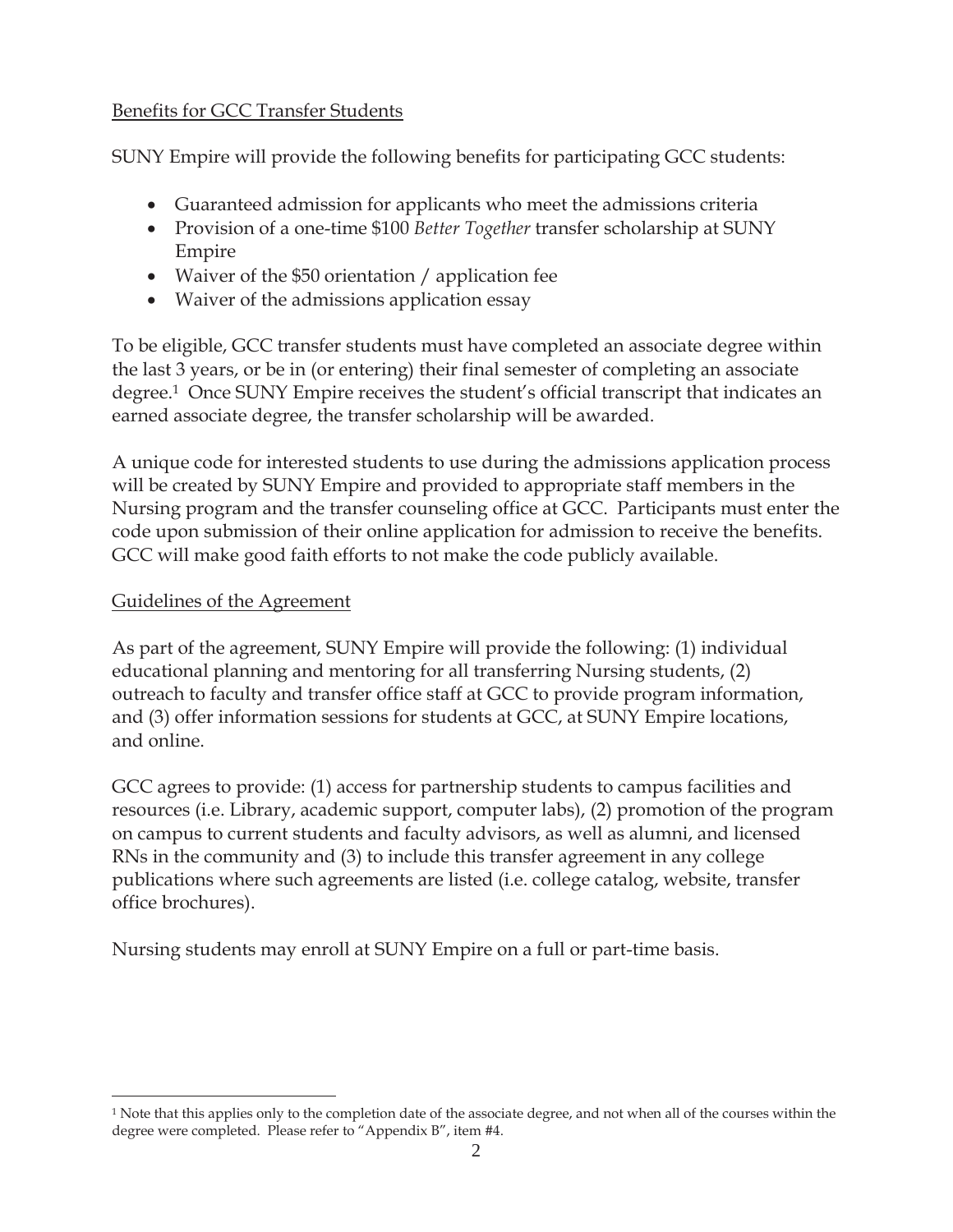Benefits for GCC Transfer Students

SUNY Empire will provide the following benefits for participating GCC students:

- Guaranteed admission for applicants who meet the admissions criteria
- Provision of a one-time $100 *Better Together* transfer scholarship at SUNY Empire
- Waiver of the $50 orientation / application fee
- Waiver of the admissions application essay

To be eligible, GCC transfer students must have completed an associate degree within the last 3 years, or be in (or entering) their final semester of completing an associate degree.[1] Once SUNY Empire receives the student's official transcript that indicates an earned associate degree, the transfer scholarship will be awarded.

A unique code for interested students to use during the admissions application process will be created by SUNY Empire and provided to appropriate staff members in the Nursing program and the transfer counseling office at GCC. Participants must enter the code upon submission of their online application for admission to receive the benefits. GCC will make good faith efforts to not make the code publicly available.

Guidelines of the Agreement

As part of the agreement, SUNY Empire will provide the following: (1) individual educational planning and mentoring for all transferring Nursing students, (2) outreach to faculty and transfer office staff at GCC to provide program information, and (3) offer information sessions for students at GCC, at SUNY Empire locations, and online.

GCC agrees to provide: (1) access for partnership students to campus facilities and resources (i.e. Library, academic support, computer labs), (2) promotion of the program on campus to current students and faculty advisors, as well as alumni, and licensed RNs in the community and (3) to include this transfer agreement in any college publications where such agreements are listed (i.e. college catalog, website, transfer office brochures).

Nursing students may enroll at SUNY Empire on a full or part-time basis.

---

[1] Note that this applies only to the completion date of the associate degree, and not when all of the courses within the degree were completed. Please refer to "Appendix B", item #4.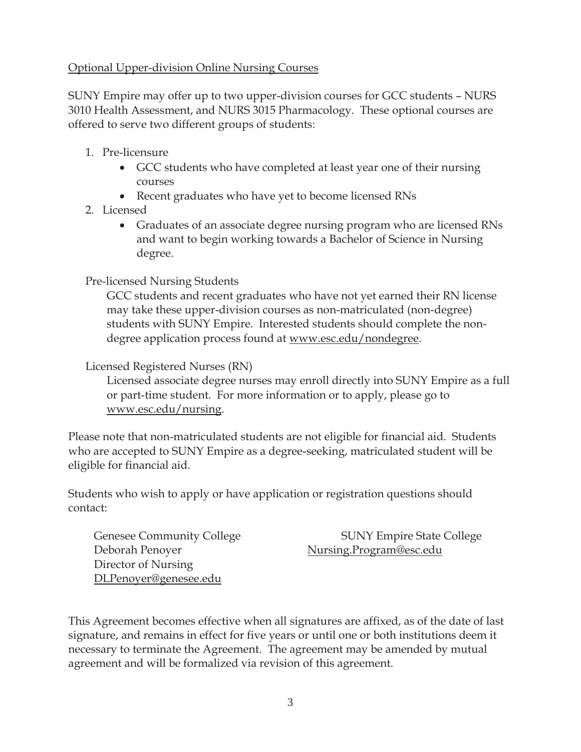Optional Upper-division Online Nursing Courses

SUNY Empire may offer up to two upper-division courses for GCC students – NURS 3010 Health Assessment, and NURS 3015 Pharmacology. These optional courses are offered to serve two different groups of students:

1. Pre-licensure
   - GCC students who have completed at least year one of their nursing courses
   - Recent graduates who have yet to become licensed RNs
2. Licensed
   - Graduates of an associate degree nursing program who are licensed RNs and want to begin working towards a Bachelor of Science in Nursing degree.

Pre-licensed Nursing Students

GCC students and recent graduates who have not yet earned their RN license may take these upper-division courses as non-matriculated (non-degree) students with SUNY Empire. Interested students should complete the non-degree application process found at www.esc.edu/nondegree.

Licensed Registered Nurses (RN)

Licensed associate degree nurses may enroll directly into SUNY Empire as a full or part-time student. For more information or to apply, please go to www.esc.edu/nursing.

Please note that non-matriculated students are not eligible for financial aid. Students who are accepted to SUNY Empire as a degree-seeking, matriculated student will be eligible for financial aid.

Students who wish to apply or have application or registration questions should contact:

Genesee Community College
Deborah Penoyer
Director of Nursing
DLPenoyer@genesee.edu

SUNY Empire State College
Nursing.Program@esc.edu

This Agreement becomes effective when all signatures are affixed, as of the date of last signature, and remains in effect for five years or until one or both institutions deem it necessary to terminate the Agreement. The agreement may be amended by mutual agreement and will be formalized via revision of this agreement.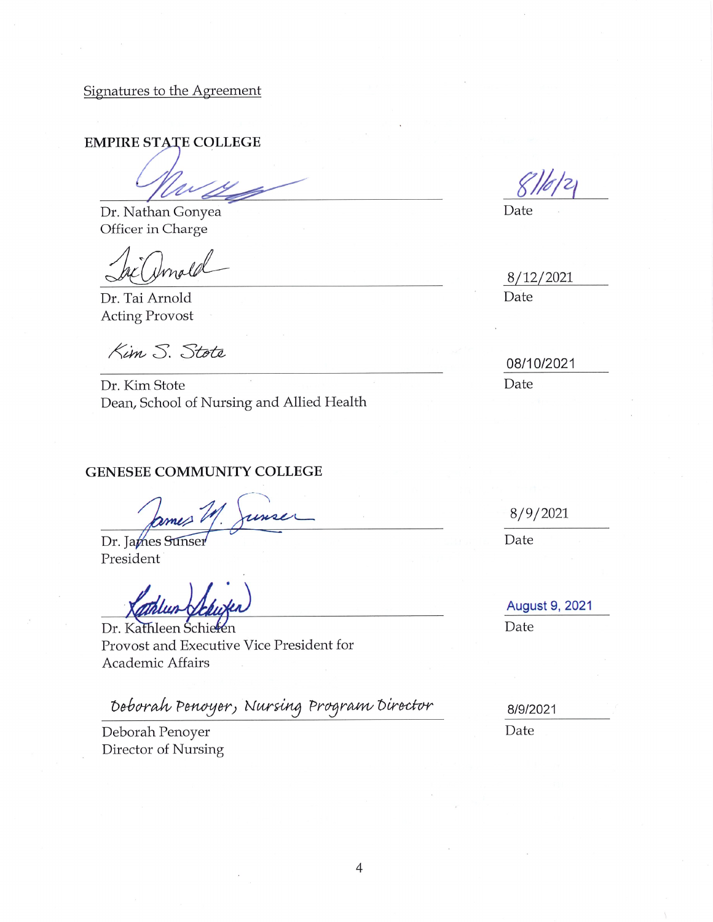Signatures to the Agreement

**EMPIRE STATE COLLEGE**

_______________________________ 8/16/21
Dr. Nathan Gonyea
Officer in Charge
Date

_______________________________ 8/12/2021
Dr. Tai Arnold
Acting Provost
Date

Kim S. Stote _______________________________ 08/10/2021
Dr. Kim Stote
Dean, School of Nursing and Allied Health
Date

**GENESEE COMMUNITY COLLEGE**

_______________________________ 8/9/2021
Dr. James Sunser
President
Date

_______________________________ August 9, 2021
Dr. Kathleen Schiefen
Provost and Executive Vice President for Academic Affairs
Date

Deborah Penoyer, Nursing Program Director _______________________________ 8/9/2021
Deborah Penoyer
Director of Nursing
Date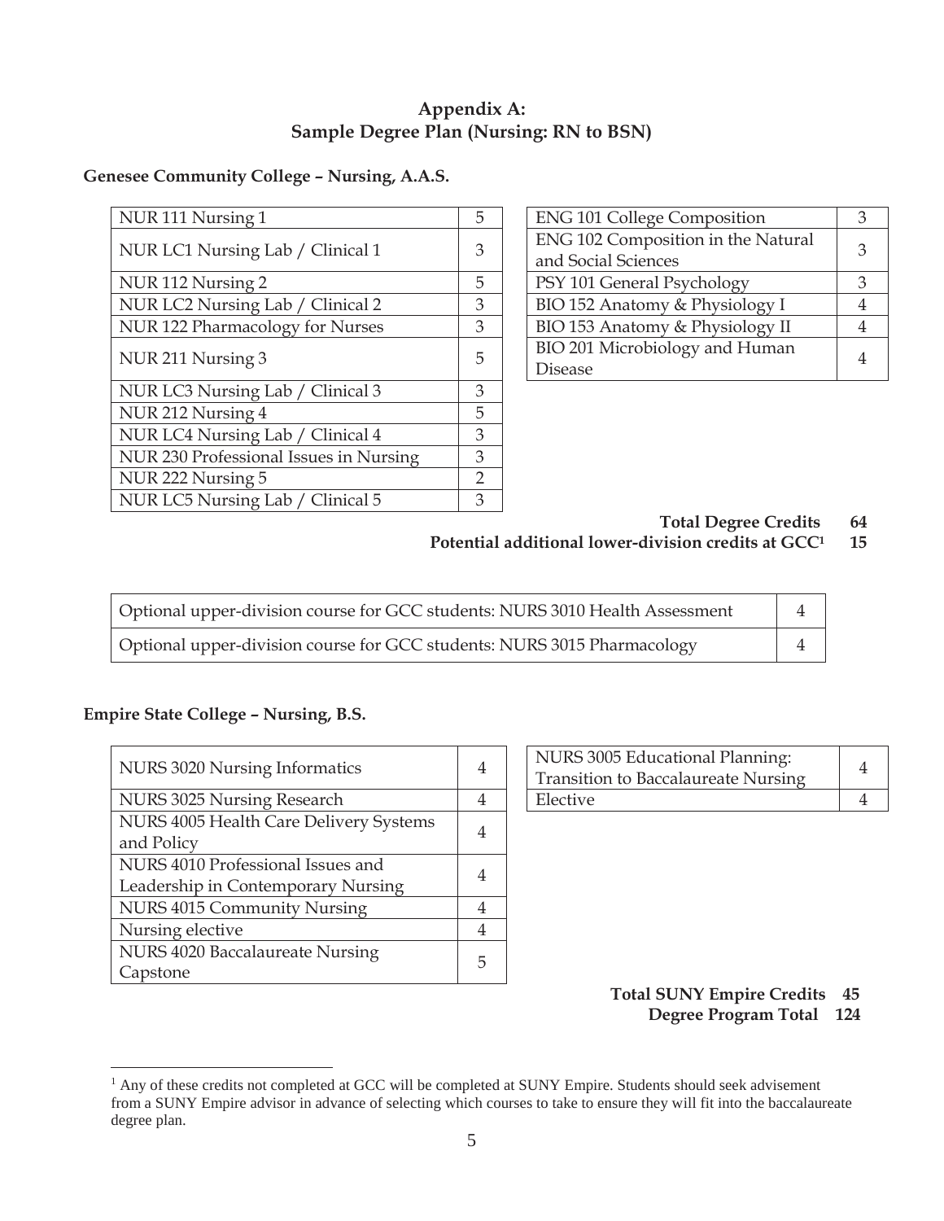## Appendix A:
## Sample Degree Plan (Nursing: RN to BSN)

### Genesee Community College – Nursing, A.A.S.

| Course | Credits |
|---|---|
| NUR 111 Nursing 1 | 5 |
| NUR LC1 Nursing Lab / Clinical 1 | 3 |
| NUR 112 Nursing 2 | 5 |
| NUR LC2 Nursing Lab / Clinical 2 | 3 |
| NUR 122 Pharmacology for Nurses | 3 |
| NUR 211 Nursing 3 | 5 |
| NUR LC3 Nursing Lab / Clinical 3 | 3 |
| NUR 212 Nursing 4 | 5 |
| NUR LC4 Nursing Lab / Clinical 4 | 3 |
| NUR 230 Professional Issues in Nursing | 3 |
| NUR 222 Nursing 5 | 2 |
| NUR LC5 Nursing Lab / Clinical 5 | 3 |

| Course | Credits |
|---|---|
| ENG 101 College Composition | 3 |
| ENG 102 Composition in the Natural and Social Sciences | 3 |
| PSY 101 General Psychology | 3 |
| BIO 152 Anatomy & Physiology I | 4 |
| BIO 153 Anatomy & Physiology II | 4 |
| BIO 201 Microbiology and Human Disease | 4 |

**Total Degree Credits 64**

**Potential additional lower-division credits at GCC[1] 15**

| Course | Credits |
|---|---|
| Optional upper-division course for GCC students: NURS 3010 Health Assessment | 4 |
| Optional upper-division course for GCC students: NURS 3015 Pharmacology | 4 |

### Empire State College – Nursing, B.S.

| Course | Credits |
|---|---|
| NURS 3020 Nursing Informatics | 4 |
| NURS 3025 Nursing Research | 4 |
| NURS 4005 Health Care Delivery Systems and Policy | 4 |
| NURS 4010 Professional Issues and Leadership in Contemporary Nursing | 4 |
| NURS 4015 Community Nursing | 4 |
| Nursing elective | 4 |
| NURS 4020 Baccalaureate Nursing Capstone | 5 |

| Course | Credits |
|---|---|
| NURS 3005 Educational Planning: Transition to Baccalaureate Nursing | 4 |
| Elective | 4 |

**Total SUNY Empire Credits 45**

**Degree Program Total 124**

---

[1] Any of these credits not completed at GCC will be completed at SUNY Empire. Students should seek advisement from a SUNY Empire advisor in advance of selecting which courses to take to ensure they will fit into the baccalaureate degree plan.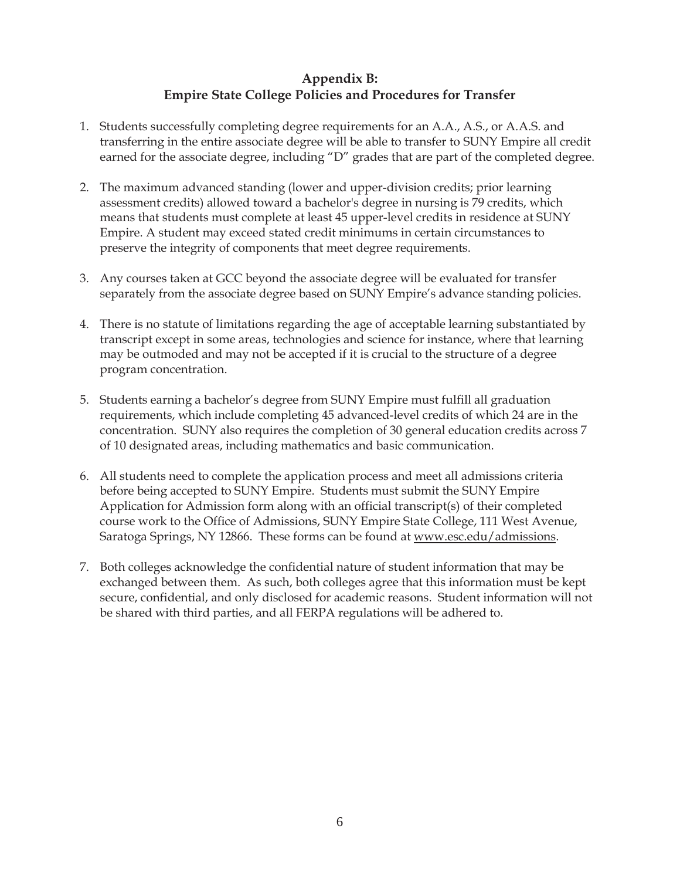## Appendix B:
## Empire State College Policies and Procedures for Transfer

1. Students successfully completing degree requirements for an A.A., A.S., or A.A.S. and transferring in the entire associate degree will be able to transfer to SUNY Empire all credit earned for the associate degree, including "D" grades that are part of the completed degree.

2. The maximum advanced standing (lower and upper-division credits; prior learning assessment credits) allowed toward a bachelor's degree in nursing is 79 credits, which means that students must complete at least 45 upper-level credits in residence at SUNY Empire. A student may exceed stated credit minimums in certain circumstances to preserve the integrity of components that meet degree requirements.

3. Any courses taken at GCC beyond the associate degree will be evaluated for transfer separately from the associate degree based on SUNY Empire's advance standing policies.

4. There is no statute of limitations regarding the age of acceptable learning substantiated by transcript except in some areas, technologies and science for instance, where that learning may be outmoded and may not be accepted if it is crucial to the structure of a degree program concentration.

5. Students earning a bachelor's degree from SUNY Empire must fulfill all graduation requirements, which include completing 45 advanced-level credits of which 24 are in the concentration. SUNY also requires the completion of 30 general education credits across 7 of 10 designated areas, including mathematics and basic communication.

6. All students need to complete the application process and meet all admissions criteria before being accepted to SUNY Empire. Students must submit the SUNY Empire Application for Admission form along with an official transcript(s) of their completed course work to the Office of Admissions, SUNY Empire State College, 111 West Avenue, Saratoga Springs, NY 12866. These forms can be found at www.esc.edu/admissions.

7. Both colleges acknowledge the confidential nature of student information that may be exchanged between them. As such, both colleges agree that this information must be kept secure, confidential, and only disclosed for academic reasons. Student information will not be shared with third parties, and all FERPA regulations will be adhered to.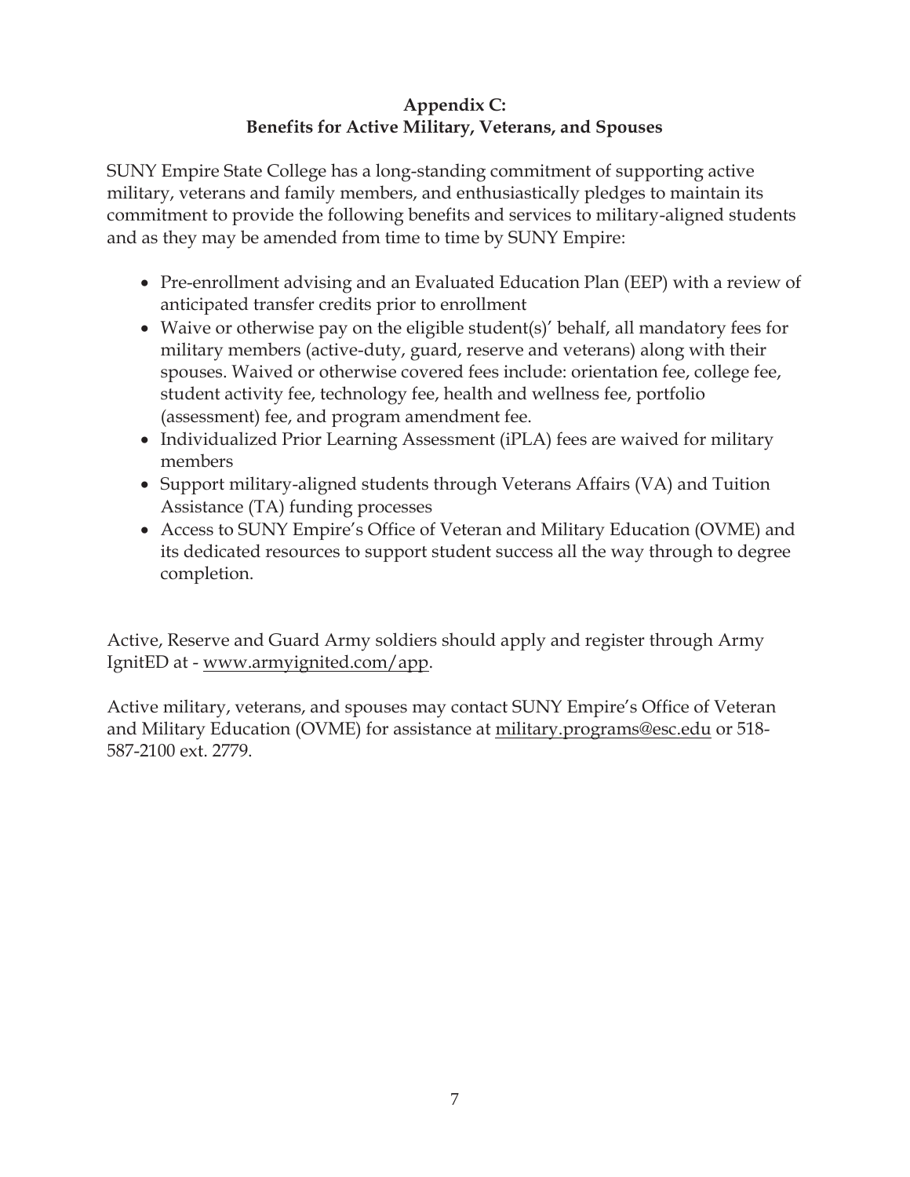## Appendix C:
## Benefits for Active Military, Veterans, and Spouses

SUNY Empire State College has a long-standing commitment of supporting active military, veterans and family members, and enthusiastically pledges to maintain its commitment to provide the following benefits and services to military-aligned students and as they may be amended from time to time by SUNY Empire:

- Pre-enrollment advising and an Evaluated Education Plan (EEP) with a review of anticipated transfer credits prior to enrollment
- Waive or otherwise pay on the eligible student(s)' behalf, all mandatory fees for military members (active-duty, guard, reserve and veterans) along with their spouses. Waived or otherwise covered fees include: orientation fee, college fee, student activity fee, technology fee, health and wellness fee, portfolio (assessment) fee, and program amendment fee.
- Individualized Prior Learning Assessment (iPLA) fees are waived for military members
- Support military-aligned students through Veterans Affairs (VA) and Tuition Assistance (TA) funding processes
- Access to SUNY Empire's Office of Veteran and Military Education (OVME) and its dedicated resources to support student success all the way through to degree completion.

Active, Reserve and Guard Army soldiers should apply and register through Army IgnitED at - www.armyignited.com/app.

Active military, veterans, and spouses may contact SUNY Empire's Office of Veteran and Military Education (OVME) for assistance at military.programs@esc.edu or 518-587-2100 ext. 2779.